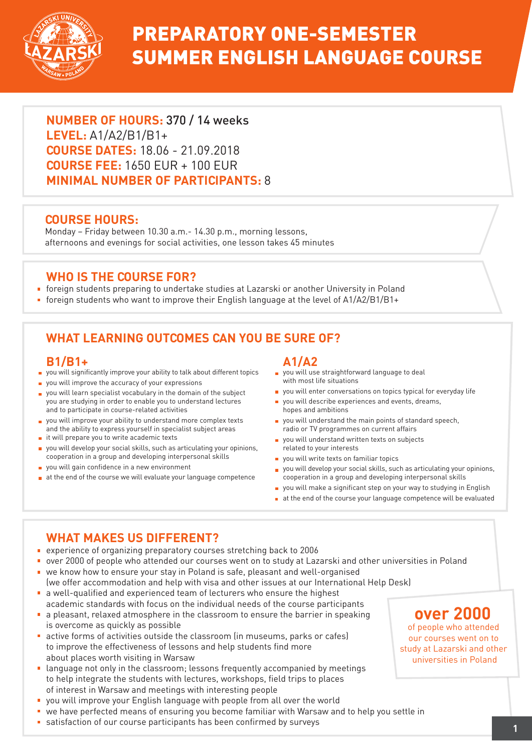# PREPARATORY ONE-SEMESTER SUMMER ENGLISH LANGUAGE COURSE

**NUMBER OF HOURS:** 370 / 14 weeks
**LEVEL:** A1/A2/B1/B1+
**COURSE DATES:** 18.06 - 21.09.2018
**COURSE FEE:** 1650 EUR + 100 EUR
**MINIMAL NUMBER OF PARTICIPANTS:** 8

## COURSE HOURS:

Monday – Friday between 10.30 a.m.- 14.30 p.m., morning lessons, afternoons and evenings for social activities, one lesson takes 45 minutes

## WHO IS THE COURSE FOR?

- foreign students preparing to undertake studies at Lazarski or another University in Poland
- foreign students who want to improve their English language at the level of A1/A2/B1/B1+

## WHAT LEARNING OUTCOMES CAN YOU BE SURE OF?

### B1/B1+

- you will significantly improve your ability to talk about different topics
- you will improve the accuracy of your expressions
- you will learn specialist vocabulary in the domain of the subject you are studying in order to enable you to understand lectures and to participate in course-related activities
- you will improve your ability to understand more complex texts and the ability to express yourself in specialist subject areas
- it will prepare you to write academic texts
- you will develop your social skills, such as articulating your opinions, cooperation in a group and developing interpersonal skills
- you will gain confidence in a new environment
- at the end of the course we will evaluate your language competence

### A1/A2

- you will use straightforward language to deal with most life situations
- you will enter conversations on topics typical for everyday life
- you will describe experiences and events, dreams, hopes and ambitions
- you will understand the main points of standard speech, radio or TV programmes on current affairs
- you will understand written texts on subjects related to your interests
- you will write texts on familiar topics
- you will develop your social skills, such as articulating your opinions, cooperation in a group and developing interpersonal skills
- you will make a significant step on your way to studying in English
- at the end of the course your language competence will be evaluated

## WHAT MAKES US DIFFERENT?

- experience of organizing preparatory courses stretching back to 2006
- over 2000 of people who attended our courses went on to study at Lazarski and other universities in Poland
- we know how to ensure your stay in Poland is safe, pleasant and well-organised (we offer accommodation and help with visa and other issues at our International Help Desk)
- a well-qualified and experienced team of lecturers who ensure the highest academic standards with focus on the individual needs of the course participants
- a pleasant, relaxed atmosphere in the classroom to ensure the barrier in speaking is overcome as quickly as possible
- active forms of activities outside the classroom (in museums, parks or cafes) to improve the effectiveness of lessons and help students find more about places worth visiting in Warsaw
- language not only in the classroom; lessons frequently accompanied by meetings to help integrate the students with lectures, workshops, field trips to places of interest in Warsaw and meetings with interesting people
- you will improve your English language with people from all over the world
- we have perfected means of ensuring you become familiar with Warsaw and to help you settle in
- satisfaction of our course participants has been confirmed by surveys

**over 2000** of people who attended our courses went on to study at Lazarski and other universities in Poland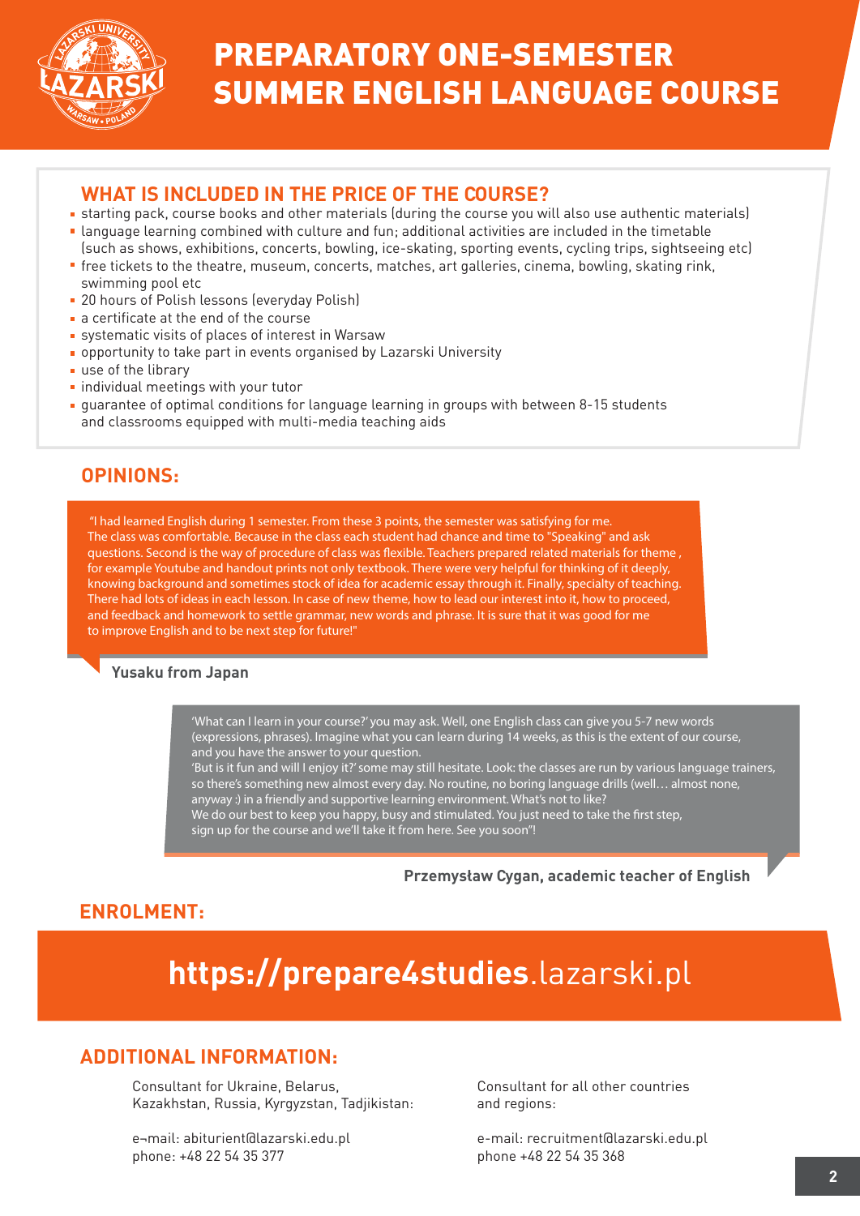# PREPARATORY ONE-SEMESTER SUMMER ENGLISH LANGUAGE COURSE

## WHAT IS INCLUDED IN THE PRICE OF THE COURSE?

- starting pack, course books and other materials (during the course you will also use authentic materials)
- language learning combined with culture and fun; additional activities are included in the timetable (such as shows, exhibitions, concerts, bowling, ice-skating, sporting events, cycling trips, sightseeing etc)
- free tickets to the theatre, museum, concerts, matches, art galleries, cinema, bowling, skating rink, swimming pool etc
- 20 hours of Polish lessons (everyday Polish)
- a certificate at the end of the course
- systematic visits of places of interest in Warsaw
- opportunity to take part in events organised by Lazarski University
- use of the library
- individual meetings with your tutor
- guarantee of optimal conditions for language learning in groups with between 8-15 students and classrooms equipped with multi-media teaching aids

## OPINIONS:

"I had learned English during 1 semester. From these 3 points, the semester was satisfying for me. The class was comfortable. Because in the class each student had chance and time to "Speaking" and ask questions. Second is the way of procedure of class was flexible. Teachers prepared related materials for theme , for example Youtube and handout prints not only textbook. There were very helpful for thinking of it deeply, knowing background and sometimes stock of idea for academic essay through it. Finally, specialty of teaching. There had lots of ideas in each lesson. In case of new theme, how to lead our interest into it, how to proceed, and feedback and homework to settle grammar, new words and phrase. It is sure that it was good for me to improve English and to be next step for future!"

**Yusaku from Japan**

'What can I learn in your course?' you may ask. Well, one English class can give you 5-7 new words (expressions, phrases). Imagine what you can learn during 14 weeks, as this is the extent of our course, and you have the answer to your question.
'But is it fun and will I enjoy it?' some may still hesitate. Look: the classes are run by various language trainers, so there's something new almost every day. No routine, no boring language drills (well… almost none, anyway :) in a friendly and supportive learning environment. What's not to like?
We do our best to keep you happy, busy and stimulated. You just need to take the first step, sign up for the course and we'll take it from here. See you soon"!

**Przemysław Cygan, academic teacher of English**

## ENROLMENT:

**https://prepare4studies**.lazarski.pl

## ADDITIONAL INFORMATION:

Consultant for Ukraine, Belarus, Kazakhstan, Russia, Kyrgyzstan, Tadjikistan:

e¬mail: abiturient@lazarski.edu.pl
phone: +48 22 54 35 377

Consultant for all other countries and regions:

e-mail: recruitment@lazarski.edu.pl
phone +48 22 54 35 368